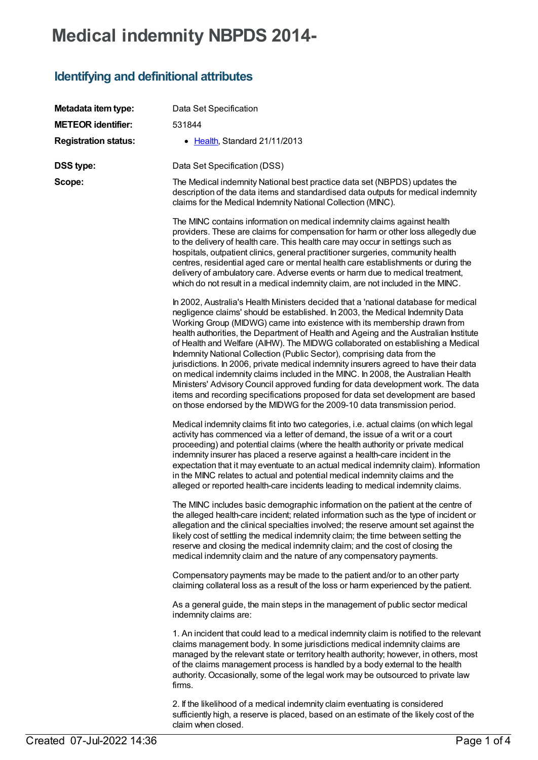# Medical indemnity NBPDS 2014-

## Identifying and definitional attributes

| | |
|---|---|
| **Metadata item type:** | Data Set Specification |
| **METEOR identifier:** | 531844 |
| **Registration status:** | • Health, Standard 21/11/2013 |
| **DSS type:** | Data Set Specification (DSS) |

**Scope:**

The Medical indemnity National best practice data set (NBPDS) updates the description of the data items and standardised data outputs for medical indemnity claims for the Medical Indemnity National Collection (MINC).

The MINC contains information on medical indemnity claims against health providers. These are claims for compensation for harm or other loss allegedly due to the delivery of health care. This health care may occur in settings such as hospitals, outpatient clinics, general practitioner surgeries, community health centres, residential aged care or mental health care establishments or during the delivery of ambulatory care. Adverse events or harm due to medical treatment, which do not result in a medical indemnity claim, are not included in the MINC.

In 2002, Australia's Health Ministers decided that a 'national database for medical negligence claims' should be established. In 2003, the Medical Indemnity Data Working Group (MIDWG) came into existence with its membership drawn from health authorities, the Department of Health and Ageing and the Australian Institute of Health and Welfare (AIHW). The MIDWG collaborated on establishing a Medical Indemnity National Collection (Public Sector), comprising data from the jurisdictions. In 2006, private medical indemnity insurers agreed to have their data on medical indemnity claims included in the MINC. In 2008, the Australian Health Ministers' Advisory Council approved funding for data development work. The data items and recording specifications proposed for data set development are based on those endorsed by the MIDWG for the 2009-10 data transmission period.

Medical indemnity claims fit into two categories, i.e. actual claims (on which legal activity has commenced via a letter of demand, the issue of a writ or a court proceeding) and potential claims (where the health authority or private medical indemnity insurer has placed a reserve against a health-care incident in the expectation that it may eventuate to an actual medical indemnity claim). Information in the MINC relates to actual and potential medical indemnity claims and the alleged or reported health-care incidents leading to medical indemnity claims.

The MINC includes basic demographic information on the patient at the centre of the alleged health-care incident; related information such as the type of incident or allegation and the clinical specialties involved; the reserve amount set against the likely cost of settling the medical indemnity claim; the time between setting the reserve and closing the medical indemnity claim; and the cost of closing the medical indemnity claim and the nature of any compensatory payments.

Compensatory payments may be made to the patient and/or to an other party claiming collateral loss as a result of the loss or harm experienced by the patient.

As a general guide, the main steps in the management of public sector medical indemnity claims are:

1. An incident that could lead to a medical indemnity claim is notified to the relevant claims management body. In some jurisdictions medical indemnity claims are managed by the relevant state or territory health authority; however, in others, most of the claims management process is handled by a body external to the health authority. Occasionally, some of the legal work may be outsourced to private law firms.

2. If the likelihood of a medical indemnity claim eventuating is considered sufficiently high, a reserve is placed, based on an estimate of the likely cost of the claim when closed.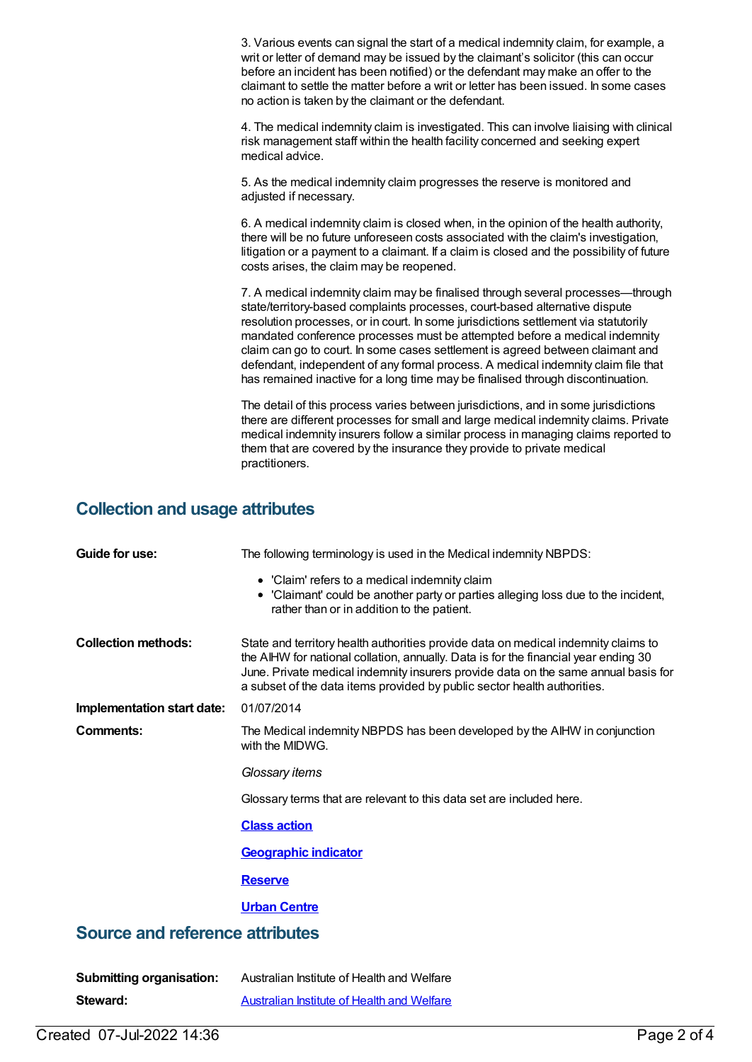3. Various events can signal the start of a medical indemnity claim, for example, a writ or letter of demand may be issued by the claimant's solicitor (this can occur before an incident has been notified) or the defendant may make an offer to the claimant to settle the matter before a writ or letter has been issued. In some cases no action is taken by the claimant or the defendant.

4. The medical indemnity claim is investigated. This can involve liaising with clinical risk management staff within the health facility concerned and seeking expert medical advice.

5. As the medical indemnity claim progresses the reserve is monitored and adjusted if necessary.

6. A medical indemnity claim is closed when, in the opinion of the health authority, there will be no future unforeseen costs associated with the claim's investigation, litigation or a payment to a claimant. If a claim is closed and the possibility of future costs arises, the claim may be reopened.

7. A medical indemnity claim may be finalised through several processes—through state/territory-based complaints processes, court-based alternative dispute resolution processes, or in court. In some jurisdictions settlement via statutorily mandated conference processes must be attempted before a medical indemnity claim can go to court. In some cases settlement is agreed between claimant and defendant, independent of any formal process. A medical indemnity claim file that has remained inactive for a long time may be finalised through discontinuation.

The detail of this process varies between jurisdictions, and in some jurisdictions there are different processes for small and large medical indemnity claims. Private medical indemnity insurers follow a similar process in managing claims reported to them that are covered by the insurance they provide to private medical practitioners.

## Collection and usage attributes

**Guide for use:** The following terminology is used in the Medical indemnity NBPDS:

- 'Claim' refers to a medical indemnity claim
- 'Claimant' could be another party or parties alleging loss due to the incident, rather than or in addition to the patient.

**Collection methods:** State and territory health authorities provide data on medical indemnity claims to the AIHW for national collation, annually. Data is for the financial year ending 30 June. Private medical indemnity insurers provide data on the same annual basis for a subset of the data items provided by public sector health authorities.

**Implementation start date:** 01/07/2014

**Comments:** The Medical indemnity NBPDS has been developed by the AIHW in conjunction with the MIDWG.

*Glossary items*

Glossary terms that are relevant to this data set are included here.

**Class action**

**Geographic indicator**

**Reserve**

**Urban Centre**

## Source and reference attributes

**Submitting organisation:** Australian Institute of Health and Welfare

**Steward:** Australian Institute of Health and Welfare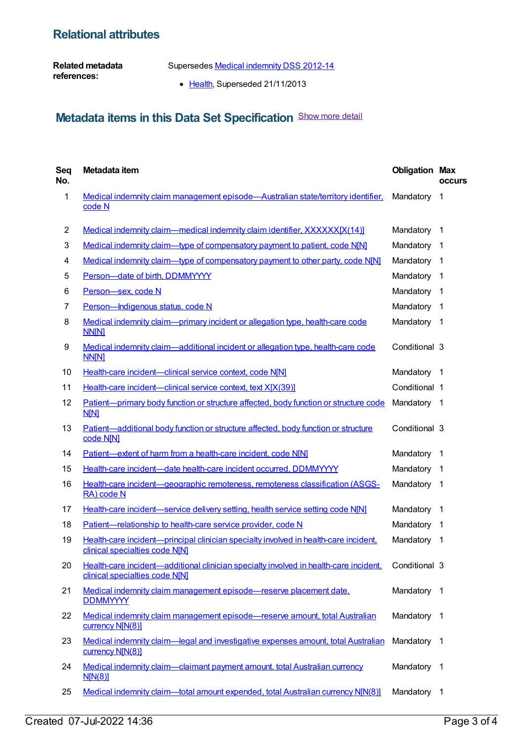## Relational attributes

**Related metadata references:**

Supersedes Medical indemnity DSS 2012-14

- Health, Superseded 21/11/2013

## Metadata items in this Data Set Specification

Show more detail

| Seq No. | Metadata item | Obligation | Max occurs |
|---|---|---|---|
| 1 | Medical indemnity claim management episode—Australian state/territory identifier, code N | Mandatory | 1 |
| 2 | Medical indemnity claim—medical indemnity claim identifier, XXXXXX[X(14)] | Mandatory | 1 |
| 3 | Medical indemnity claim—type of compensatory payment to patient, code N[N] | Mandatory | 1 |
| 4 | Medical indemnity claim—type of compensatory payment to other party, code N[N] | Mandatory | 1 |
| 5 | Person—date of birth, DDMMYYYY | Mandatory | 1 |
| 6 | Person—sex, code N | Mandatory | 1 |
| 7 | Person—Indigenous status, code N | Mandatory | 1 |
| 8 | Medical indemnity claim—primary incident or allegation type, health-care code NN[N] | Mandatory | 1 |
| 9 | Medical indemnity claim—additional incident or allegation type, health-care code NN[N] | Conditional | 3 |
| 10 | Health-care incident—clinical service context, code N[N] | Mandatory | 1 |
| 11 | Health-care incident—clinical service context, text X[X(39)] | Conditional | 1 |
| 12 | Patient—primary body function or structure affected, body function or structure code N[N] | Mandatory | 1 |
| 13 | Patient—additional body function or structure affected, body function or structure code N[N] | Conditional | 3 |
| 14 | Patient—extent of harm from a health-care incident, code N[N] | Mandatory | 1 |
| 15 | Health-care incident—date health-care incident occurred, DDMMYYYY | Mandatory | 1 |
| 16 | Health-care incident—geographic remoteness, remoteness classification (ASGS-RA) code N | Mandatory | 1 |
| 17 | Health-care incident—service delivery setting, health service setting code N[N] | Mandatory | 1 |
| 18 | Patient—relationship to health-care service provider, code N | Mandatory | 1 |
| 19 | Health-care incident—principal clinician specialty involved in health-care incident, clinical specialties code N[N] | Mandatory | 1 |
| 20 | Health-care incident—additional clinician specialty involved in health-care incident, clinical specialties code N[N] | Conditional | 3 |
| 21 | Medical indemnity claim management episode—reserve placement date, DDMMYYYY | Mandatory | 1 |
| 22 | Medical indemnity claim management episode—reserve amount, total Australian currency N[N(8)] | Mandatory | 1 |
| 23 | Medical indemnity claim—legal and investigative expenses amount, total Australian currency N[N(8)] | Mandatory | 1 |
| 24 | Medical indemnity claim—claimant payment amount, total Australian currency N[N(8)] | Mandatory | 1 |
| 25 | Medical indemnity claim—total amount expended, total Australian currency N[N(8)] | Mandatory | 1 |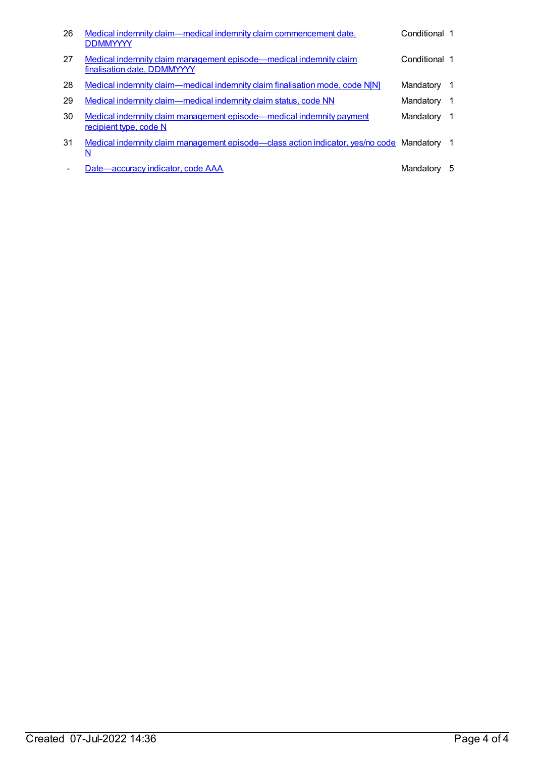| | | | |
|---|---|---|---|
| 26 | Medical indemnity claim—medical indemnity claim commencement date, DDMMYYYY | Conditional | 1 |
| 27 | Medical indemnity claim management episode—medical indemnity claim finalisation date, DDMMYYYY | Conditional | 1 |
| 28 | Medical indemnity claim—medical indemnity claim finalisation mode, code N[N] | Mandatory | 1 |
| 29 | Medical indemnity claim—medical indemnity claim status, code NN | Mandatory | 1 |
| 30 | Medical indemnity claim management episode—medical indemnity payment recipient type, code N | Mandatory | 1 |
| 31 | Medical indemnity claim management episode—class action indicator, yes/no code N | Mandatory | 1 |
| - | Date—accuracy indicator, code AAA | Mandatory | 5 |

Created 07-Jul-2022 14:36